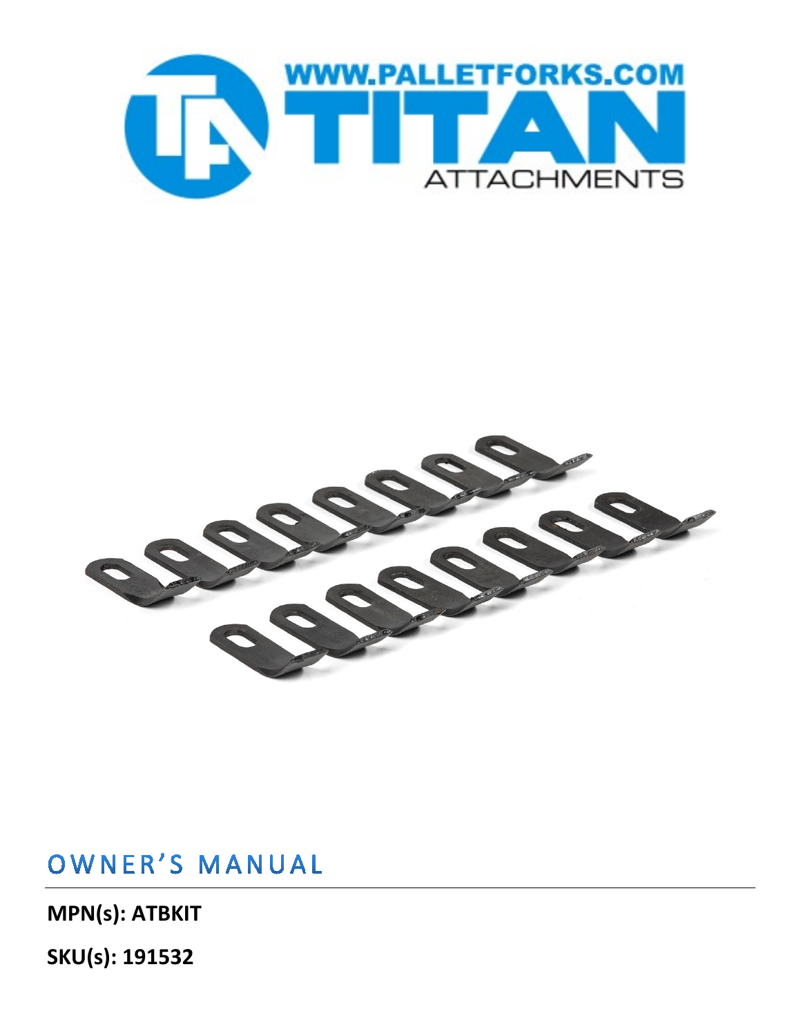WWW.PALLETFORKS.COM

TITAN

ATTACHMENTS

# OWNER'S MANUAL

**MPN(s): ATBKIT**

**SKU(s): 191532**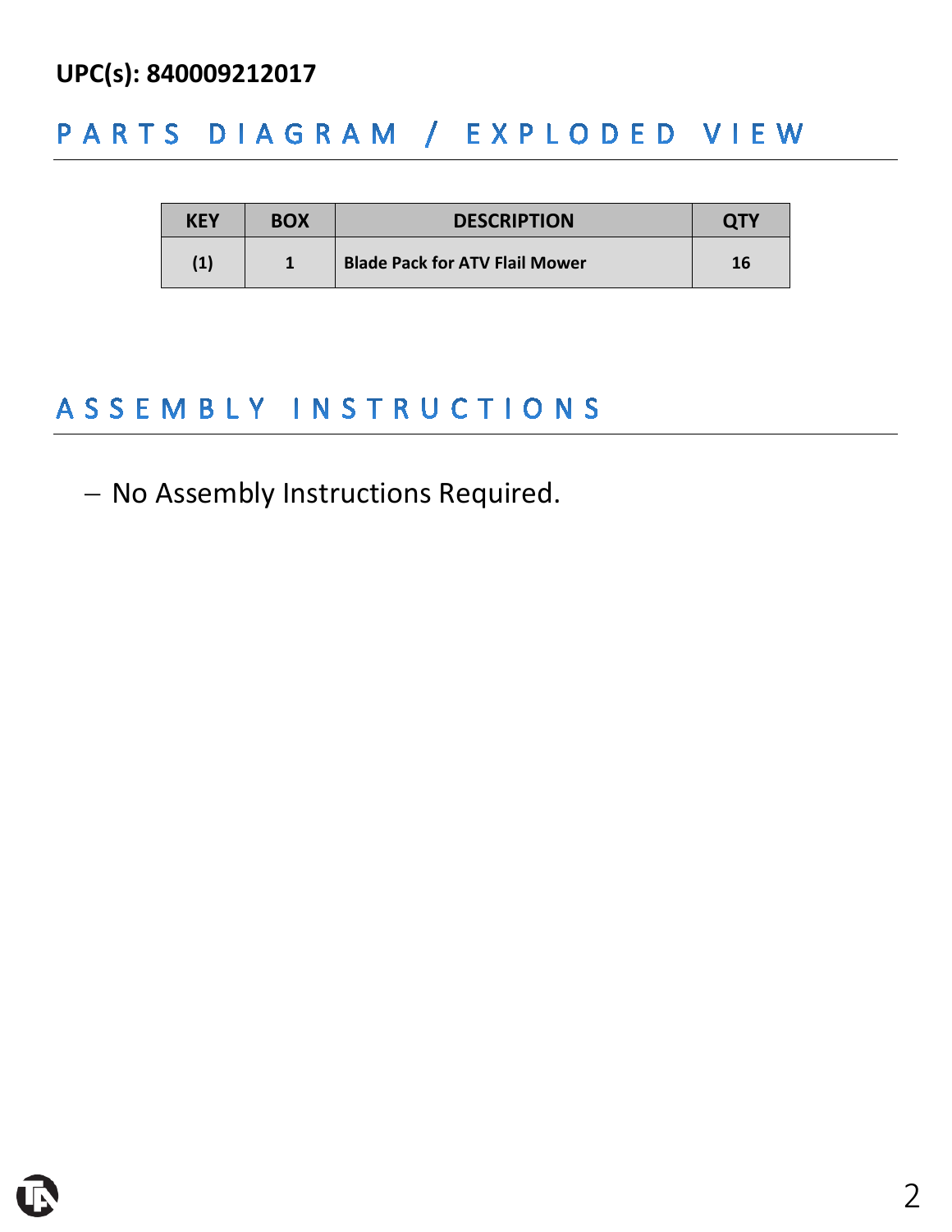**UPC(s): 840009212017**

## PARTS DIAGRAM / EXPLODED VIEW

| KEY | BOX | DESCRIPTION | QTY |
|---|---|---|---|
| (1) | 1 | Blade Pack for ATV Flail Mower | 16 |

## ASSEMBLY INSTRUCTIONS

- No Assembly Instructions Required.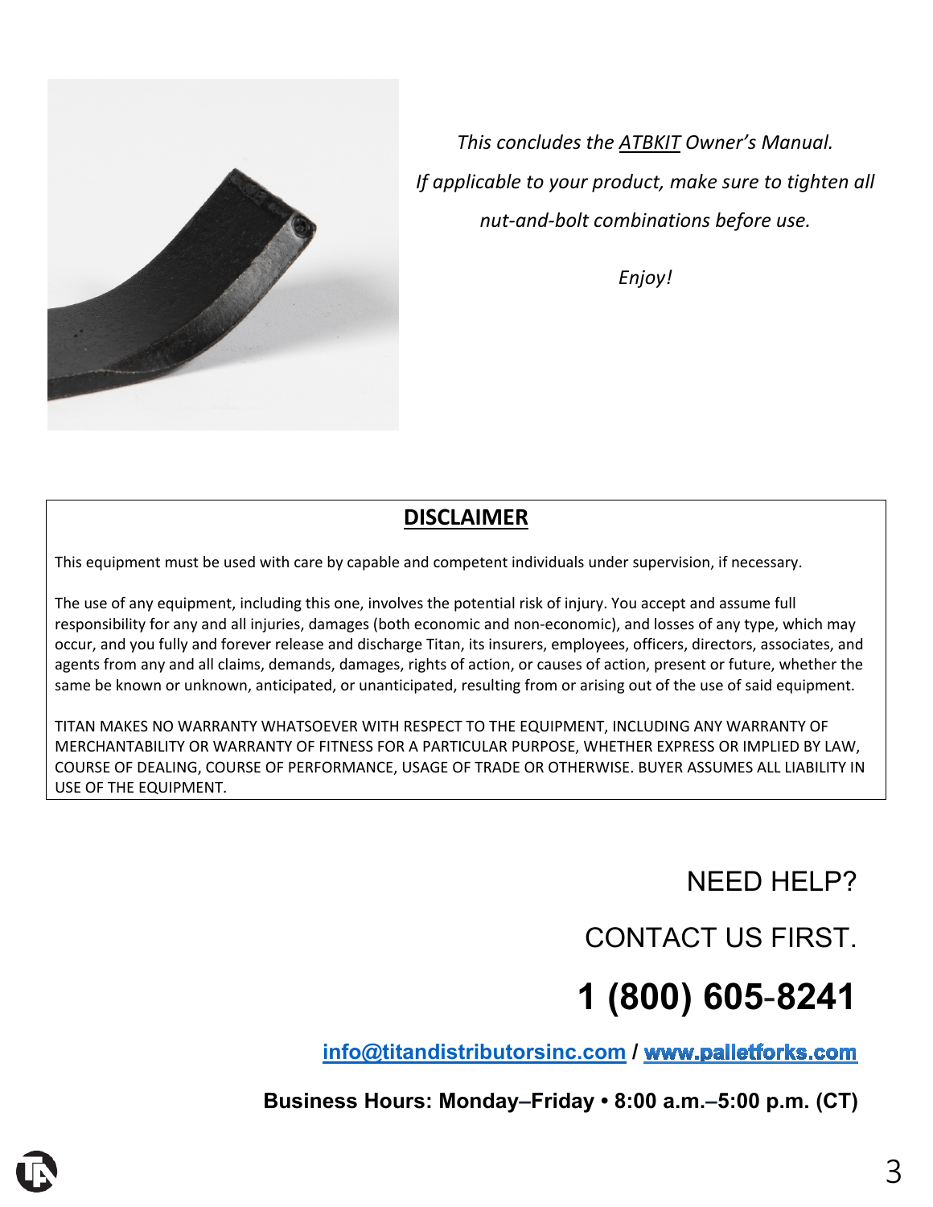*This concludes the ATBKIT Owner's Manual.*

*If applicable to your product, make sure to tighten all nut-and-bolt combinations before use.*

*Enjoy!*

## DISCLAIMER

This equipment must be used with care by capable and competent individuals under supervision, if necessary.

The use of any equipment, including this one, involves the potential risk of injury. You accept and assume full responsibility for any and all injuries, damages (both economic and non-economic), and losses of any type, which may occur, and you fully and forever release and discharge Titan, its insurers, employees, officers, directors, associates, and agents from any and all claims, demands, damages, rights of action, or causes of action, present or future, whether the same be known or unknown, anticipated, or unanticipated, resulting from or arising out of the use of said equipment.

TITAN MAKES NO WARRANTY WHATSOEVER WITH RESPECT TO THE EQUIPMENT, INCLUDING ANY WARRANTY OF MERCHANTABILITY OR WARRANTY OF FITNESS FOR A PARTICULAR PURPOSE, WHETHER EXPRESS OR IMPLIED BY LAW, COURSE OF DEALING, COURSE OF PERFORMANCE, USAGE OF TRADE OR OTHERWISE. BUYER ASSUMES ALL LIABILITY IN USE OF THE EQUIPMENT.

NEED HELP?

CONTACT US FIRST.

**1 (800) 605-8241**

**info@titandistributorsinc.com / www.palletforks.com**

**Business Hours: Monday–Friday • 8:00 a.m.–5:00 p.m. (CT)**